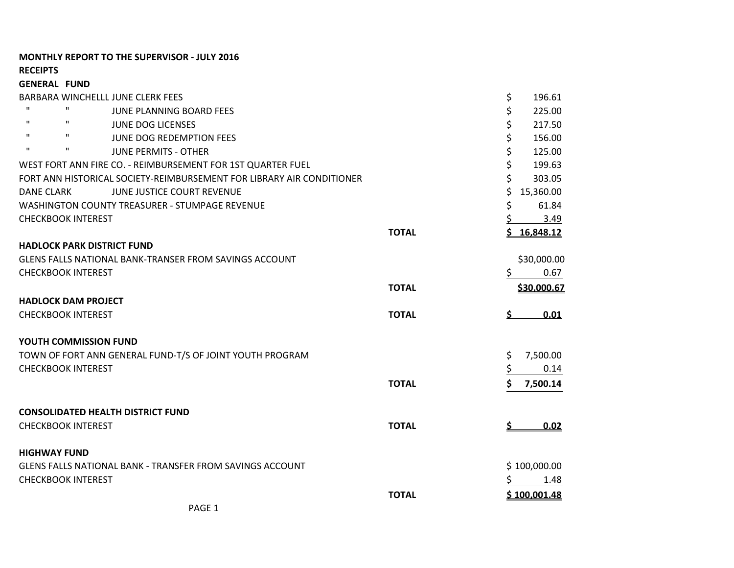**MONTHLY REPORT TO THE SUPERVISOR - JULY 2016**

**RECEIPTS**

**GENERAL FUND**

| | | |
|---|---|---|
| BARBARA WINCHELLL JUNE CLERK FEES | | $ 196.61 |
| " " JUNE PLANNING BOARD FEES | | $ 225.00 |
| " " JUNE DOG LICENSES | | $ 217.50 |
| " " JUNE DOG REDEMPTION FEES | | $ 156.00 |
| " " JUNE PERMITS - OTHER | | $ 125.00 |
| WEST FORT ANN FIRE CO. - REIMBURSEMENT FOR 1ST QUARTER FUEL | | $ 199.63 |
| FORT ANN HISTORICAL SOCIETY-REIMBURSEMENT FOR LIBRARY AIR CONDITIONER | | $ 303.05 |
| DANE CLARK JUNE JUSTICE COURT REVENUE | | $ 15,360.00 |
| WASHINGTON COUNTY TREASURER - STUMPAGE REVENUE | | $ 61.84 |
| CHECKBOOK INTEREST | | $ 3.49 |
| | **TOTAL** | **$ 16,848.12** |

**HADLOCK PARK DISTRICT FUND**

| | | |
|---|---|---|
| GLENS FALLS NATIONAL BANK-TRANSER FROM SAVINGS ACCOUNT | | $30,000.00 |
| CHECKBOOK INTEREST | | $ 0.67 |
| | **TOTAL** | **$30,000.67** |

**HADLOCK DAM PROJECT**

| | | |
|---|---|---|
| CHECKBOOK INTEREST | **TOTAL** | **$ 0.01** |

**YOUTH COMMISSION FUND**

| | | |
|---|---|---|
| TOWN OF FORT ANN GENERAL FUND-T/S OF JOINT YOUTH PROGRAM | | $ 7,500.00 |
| CHECKBOOK INTEREST | | $ 0.14 |
| | **TOTAL** | **$ 7,500.14** |

**CONSOLIDATED HEALTH DISTRICT FUND**

| | | |
|---|---|---|
| CHECKBOOK INTEREST | **TOTAL** | **$ 0.02** |

**HIGHWAY FUND**

| | | |
|---|---|---|
| GLENS FALLS NATIONAL BANK - TRANSFER FROM SAVINGS ACCOUNT | | $ 100,000.00 |
| CHECKBOOK INTEREST | | $ 1.48 |
| | **TOTAL** | **$ 100,001.48** |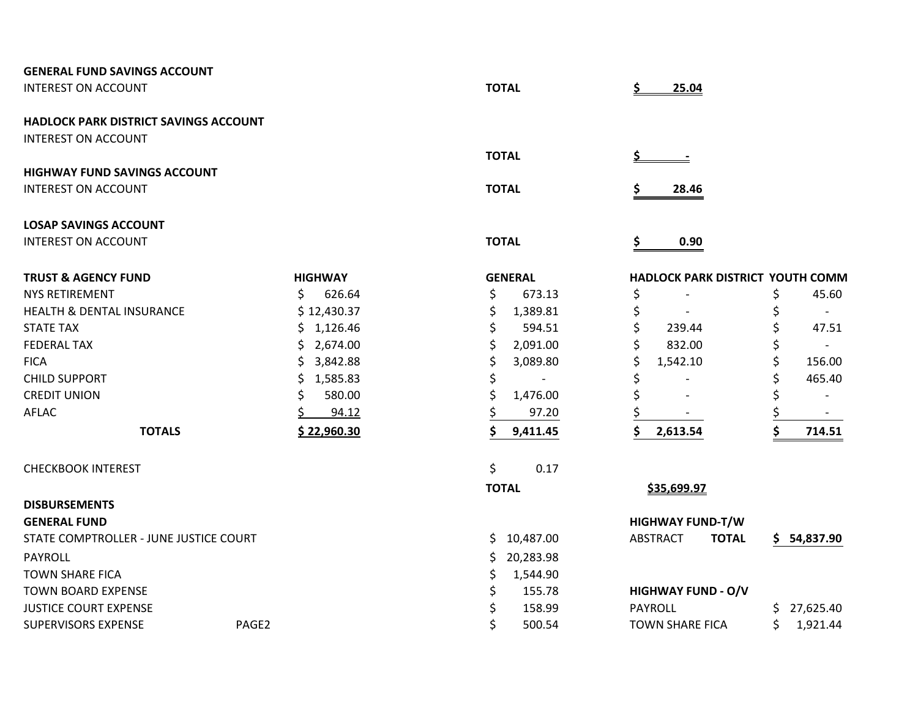**GENERAL FUND SAVINGS ACCOUNT**

INTEREST ON ACCOUNT — **TOTAL** **$ 25.04**

**HADLOCK PARK DISTRICT SAVINGS ACCOUNT**

INTEREST ON ACCOUNT — **TOTAL** **$ -**

**HIGHWAY FUND SAVINGS ACCOUNT**

INTEREST ON ACCOUNT — **TOTAL** **$ 28.46**

**LOSAP SAVINGS ACCOUNT**

INTEREST ON ACCOUNT — **TOTAL** **$ 0.90**

| **TRUST & AGENCY FUND** | **HIGHWAY** | **GENERAL** | **HADLOCK PARK DISTRICT** | **YOUTH COMM** |
|---|---|---|---|---|
| NYS RETIREMENT | $ 626.64 | $ 673.13 | $ - | $ 45.60 |
| HEALTH & DENTAL INSURANCE | $ 12,430.37 | $ 1,389.81 | $ - | $ - |
| STATE TAX | $ 1,126.46 | $ 594.51 | $ 239.44 | $ 47.51 |
| FEDERAL TAX | $ 2,674.00 | $ 2,091.00 | $ 832.00 | $ - |
| FICA | $ 3,842.88 | $ 3,089.80 | $ 1,542.10 | $ 156.00 |
| CHILD SUPPORT | $ 1,585.83 | $ - | $ - | $ 465.40 |
| CREDIT UNION | $ 580.00 | $ 1,476.00 | $ - | $ - |
| AFLAC | $ 94.12 | $ 97.20 | $ - | $ - |
| **TOTALS** | **$ 22,960.30** | **$ 9,411.45** | **$ 2,613.54** | **$ 714.51** |

CHECKBOOK INTEREST — $ 0.17

**TOTAL** **$35,699.97**

**DISBURSEMENTS**

**GENERAL FUND**

| | |
|---|---|
| STATE COMPTROLLER - JUNE JUSTICE COURT | $ 10,487.00 |
| PAYROLL | $ 20,283.98 |
| TOWN SHARE FICA | $ 1,544.90 |
| TOWN BOARD EXPENSE | $ 155.78 |
| JUSTICE COURT EXPENSE | $ 158.99 |
| SUPERVISORS EXPENSE | $ 500.54 |

PAGE2

**HIGHWAY FUND-T/W**

| | |
|---|---|
| ABSTRACT **TOTAL** | **$ 54,837.90** |

**HIGHWAY FUND - O/V**

| | |
|---|---|
| PAYROLL | $ 27,625.40 |
| TOWN SHARE FICA | $ 1,921.44 |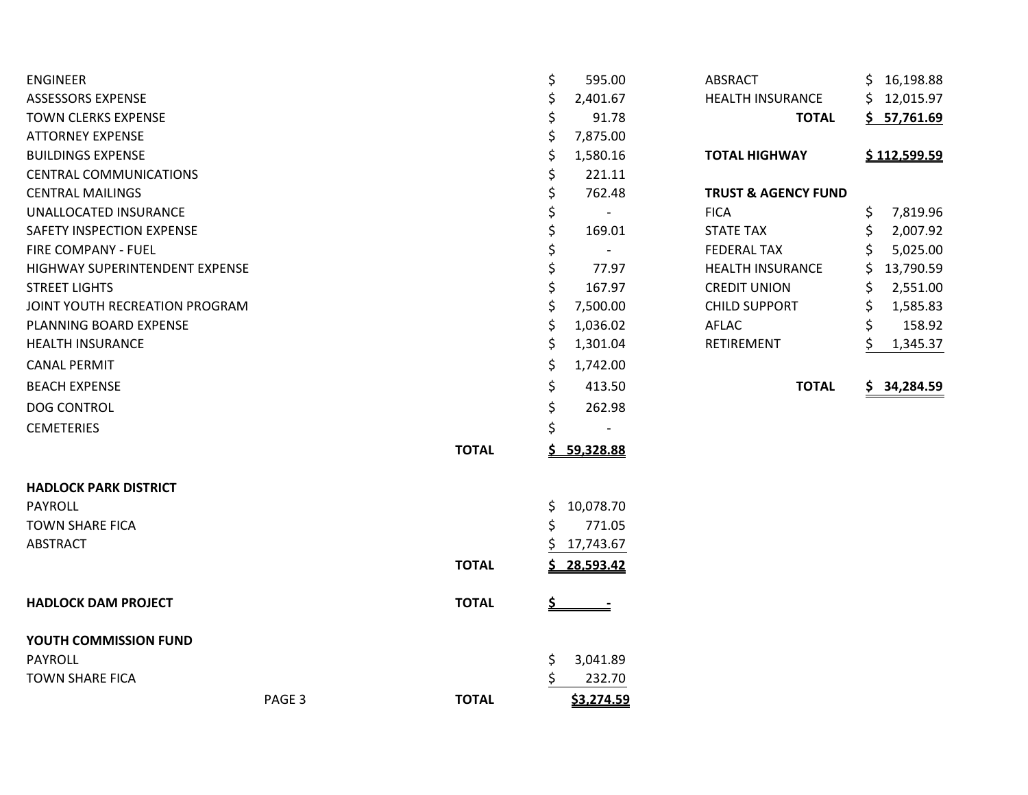| | | |
|---|---|---|
| ENGINEER | | $ 595.00 |
| ASSESSORS EXPENSE | | $ 2,401.67 |
| TOWN CLERKS EXPENSE | | $ 91.78 |
| ATTORNEY EXPENSE | | $ 7,875.00 |
| BUILDINGS EXPENSE | | $ 1,580.16 |
| CENTRAL COMMUNICATIONS | | $ 221.11 |
| CENTRAL MAILINGS | | $ 762.48 |
| UNALLOCATED INSURANCE | | $ - |
| SAFETY INSPECTION EXPENSE | | $ 169.01 |
| FIRE COMPANY - FUEL | | $ - |
| HIGHWAY SUPERINTENDENT EXPENSE | | $ 77.97 |
| STREET LIGHTS | | $ 167.97 |
| JOINT YOUTH RECREATION PROGRAM | | $ 7,500.00 |
| PLANNING BOARD EXPENSE | | $ 1,036.02 |
| HEALTH INSURANCE | | $ 1,301.04 |
| CANAL PERMIT | | $ 1,742.00 |
| BEACH EXPENSE | | $ 413.50 |
| DOG CONTROL | | $ 262.98 |
| CEMETERIES | | $ - |
| | **TOTAL** | **$ 59,328.88** |

**HADLOCK PARK DISTRICT**

| | | |
|---|---|---|
| PAYROLL | | $ 10,078.70 |
| TOWN SHARE FICA | | $ 771.05 |
| ABSTRACT | | $ 17,743.67 |
| | **TOTAL** | **$ 28,593.42** |

| | | |
|---|---|---|
| **HADLOCK DAM PROJECT** | **TOTAL** | **$ -** |

**YOUTH COMMISSION FUND**

| | | |
|---|---|---|
| PAYROLL | | $ 3,041.89 |
| TOWN SHARE FICA | | $ 232.70 |
| | **TOTAL** | **$3,274.59** |

| | |
|---|---|
| ABSRACT | $ 16,198.88 |
| HEALTH INSURANCE | $ 12,015.97 |
| **TOTAL** | **$ 57,761.69** |

| | |
|---|---|
| **TOTAL HIGHWAY** | **$ 112,599.59** |

**TRUST & AGENCY FUND**

| | |
|---|---|
| FICA | $ 7,819.96 |
| STATE TAX | $ 2,007.92 |
| FEDERAL TAX | $ 5,025.00 |
| HEALTH INSURANCE | $ 13,790.59 |
| CREDIT UNION | $ 2,551.00 |
| CHILD SUPPORT | $ 1,585.83 |
| AFLAC | $ 158.92 |
| RETIREMENT | $ 1,345.37 |
| **TOTAL** | **$ 34,284.59** |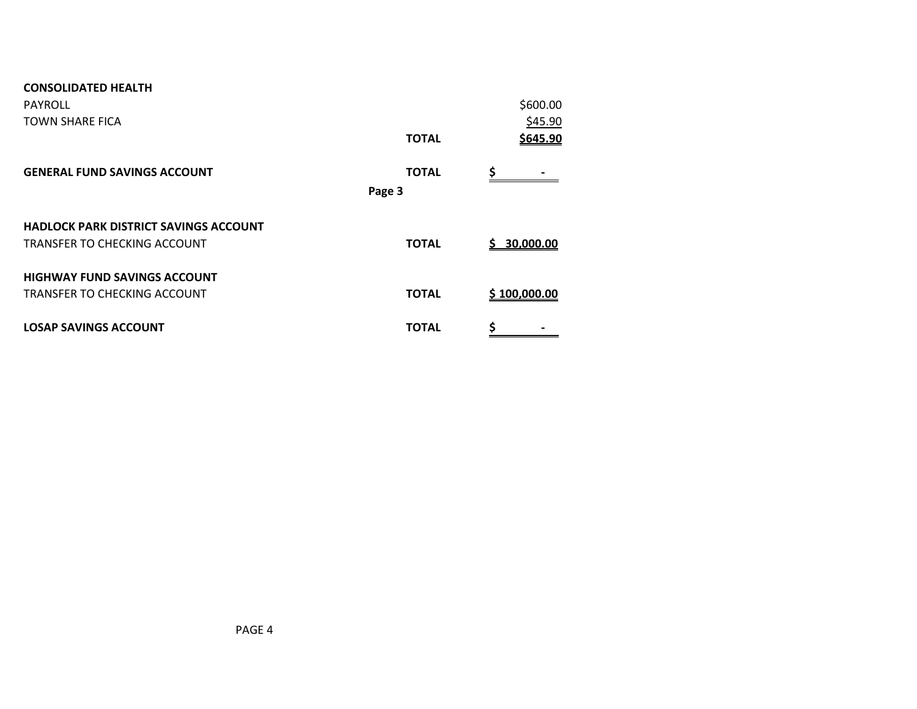**CONSOLIDATED HEALTH**

| | | |
|---|---|---|
| PAYROLL | | $600.00 |
| TOWN SHARE FICA | | $45.90 |
| | **TOTAL** | **$645.90** |

| | | |
|---|---|---|
| **GENERAL FUND SAVINGS ACCOUNT** | **TOTAL** | **$ -** |

**Page 3**

**HADLOCK PARK DISTRICT SAVINGS ACCOUNT**

| | | |
|---|---|---|
| TRANSFER TO CHECKING ACCOUNT | **TOTAL** | **$ 30,000.00** |

**HIGHWAY FUND SAVINGS ACCOUNT**

| | | |
|---|---|---|
| TRANSFER TO CHECKING ACCOUNT | **TOTAL** | **$ 100,000.00** |

| | | |
|---|---|---|
| **LOSAP SAVINGS ACCOUNT** | **TOTAL** | **$ -** |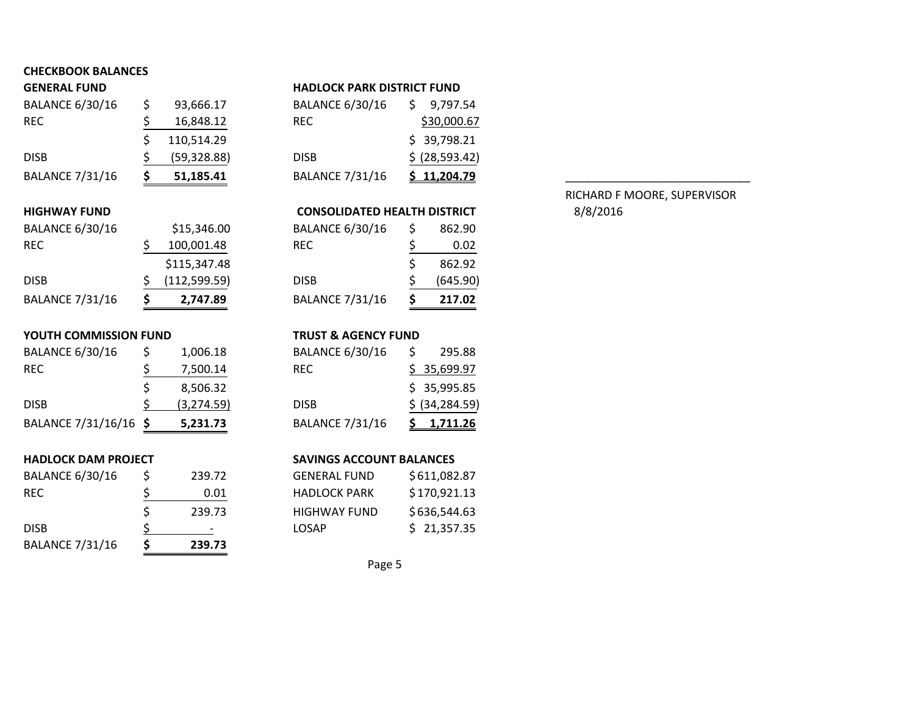## CHECKBOOK BALANCES

### GENERAL FUND

| | |
|---|---|
| BALANCE 6/30/16 | $ 93,666.17 |
| REC | $ 16,848.12 |
| | $ 110,514.29 |
| DISB | $ (59,328.88) |
| BALANCE 7/31/16 | **$ 51,185.41** |

### HADLOCK PARK DISTRICT FUND

| | |
|---|---|
| BALANCE 6/30/16 | $ 9,797.54 |
| REC | $30,000.67 |
| | $ 39,798.21 |
| DISB | $ (28,593.42) |
| BALANCE 7/31/16 | **$ 11,204.79** |

### HIGHWAY FUND

| | |
|---|---|
| BALANCE 6/30/16 | $15,346.00 |
| REC | $ 100,001.48 |
| | $115,347.48 |
| DISB | $ (112,599.59) |
| BALANCE 7/31/16 | **$ 2,747.89** |

### CONSOLIDATED HEALTH DISTRICT

| | |
|---|---|
| BALANCE 6/30/16 | $ 862.90 |
| REC | $ 0.02 |
| | $ 862.92 |
| DISB | $ (645.90) |
| BALANCE 7/31/16 | **$ 217.02** |

### YOUTH COMMISSION FUND

| | |
|---|---|
| BALANCE 6/30/16 | $ 1,006.18 |
| REC | $ 7,500.14 |
| | $ 8,506.32 |
| DISB | $ (3,274.59) |
| BALANCE 7/31/16/16 | **$ 5,231.73** |

### TRUST & AGENCY FUND

| | |
|---|---|
| BALANCE 6/30/16 | $ 295.88 |
| REC | $ 35,699.97 |
| | $ 35,995.85 |
| DISB | $ (34,284.59) |
| BALANCE 7/31/16 | **$ 1,711.26** |

### HADLOCK DAM PROJECT

| | |
|---|---|
| BALANCE 6/30/16 | $ 239.72 |
| REC | $ 0.01 |
| | $ 239.73 |
| DISB | $ - |
| BALANCE 7/31/16 | **$ 239.73** |

### SAVINGS ACCOUNT BALANCES

| | |
|---|---|
| GENERAL FUND | $611,082.87 |
| HADLOCK PARK | $170,921.13 |
| HIGHWAY FUND | $636,544.63 |
| LOSAP | $ 21,357.35 |

_____________________________

RICHARD F MOORE, SUPERVISOR

8/8/2016